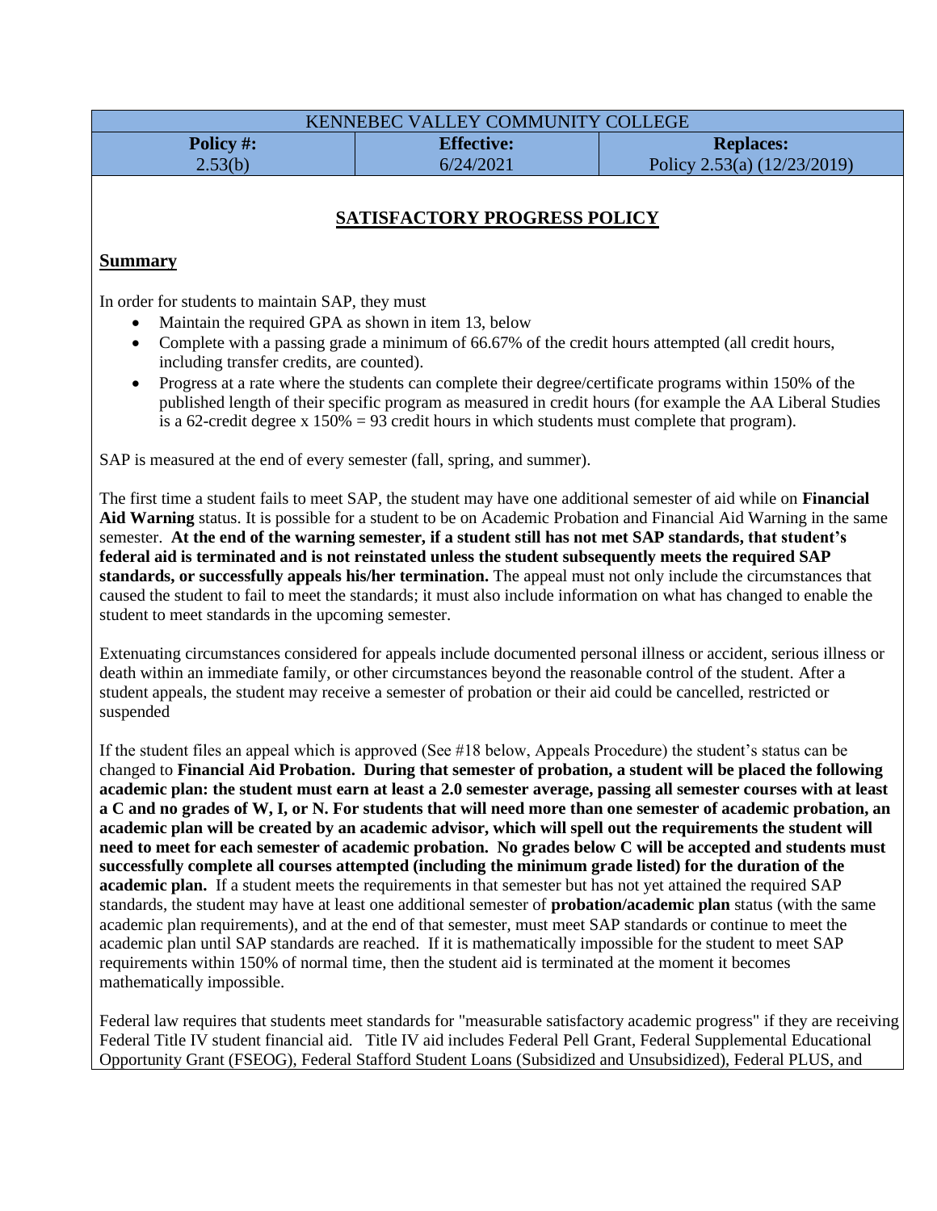| KENNEBEC VALLEY COMMUNITY COLLEGE | | |
|---|---|---|
| **Policy #:** 2.53(b) | **Effective:** 6/24/2021 | **Replaces:** Policy 2.53(a) (12/23/2019) |

# SATISFACTORY PROGRESS POLICY

## Summary

In order for students to maintain SAP, they must

- Maintain the required GPA as shown in item 13, below
- Complete with a passing grade a minimum of 66.67% of the credit hours attempted (all credit hours, including transfer credits, are counted).
- Progress at a rate where the students can complete their degree/certificate programs within 150% of the published length of their specific program as measured in credit hours (for example the AA Liberal Studies is a 62-credit degree x 150% = 93 credit hours in which students must complete that program).

SAP is measured at the end of every semester (fall, spring, and summer).

The first time a student fails to meet SAP, the student may have one additional semester of aid while on **Financial Aid Warning** status. It is possible for a student to be on Academic Probation and Financial Aid Warning in the same semester. **At the end of the warning semester, if a student still has not met SAP standards, that student's federal aid is terminated and is not reinstated unless the student subsequently meets the required SAP standards, or successfully appeals his/her termination.** The appeal must not only include the circumstances that caused the student to fail to meet the standards; it must also include information on what has changed to enable the student to meet standards in the upcoming semester.

Extenuating circumstances considered for appeals include documented personal illness or accident, serious illness or death within an immediate family, or other circumstances beyond the reasonable control of the student. After a student appeals, the student may receive a semester of probation or their aid could be cancelled, restricted or suspended

If the student files an appeal which is approved (See #18 below, Appeals Procedure) the student's status can be changed to **Financial Aid Probation. During that semester of probation, a student will be placed the following academic plan: the student must earn at least a 2.0 semester average, passing all semester courses with at least a C and no grades of W, I, or N. For students that will need more than one semester of academic probation, an academic plan will be created by an academic advisor, which will spell out the requirements the student will need to meet for each semester of academic probation. No grades below C will be accepted and students must successfully complete all courses attempted (including the minimum grade listed) for the duration of the academic plan.** If a student meets the requirements in that semester but has not yet attained the required SAP standards, the student may have at least one additional semester of **probation/academic plan** status (with the same academic plan requirements), and at the end of that semester, must meet SAP standards or continue to meet the academic plan until SAP standards are reached. If it is mathematically impossible for the student to meet SAP requirements within 150% of normal time, then the student aid is terminated at the moment it becomes mathematically impossible.

Federal law requires that students meet standards for "measurable satisfactory academic progress" if they are receiving Federal Title IV student financial aid. Title IV aid includes Federal Pell Grant, Federal Supplemental Educational Opportunity Grant (FSEOG), Federal Stafford Student Loans (Subsidized and Unsubsidized), Federal PLUS, and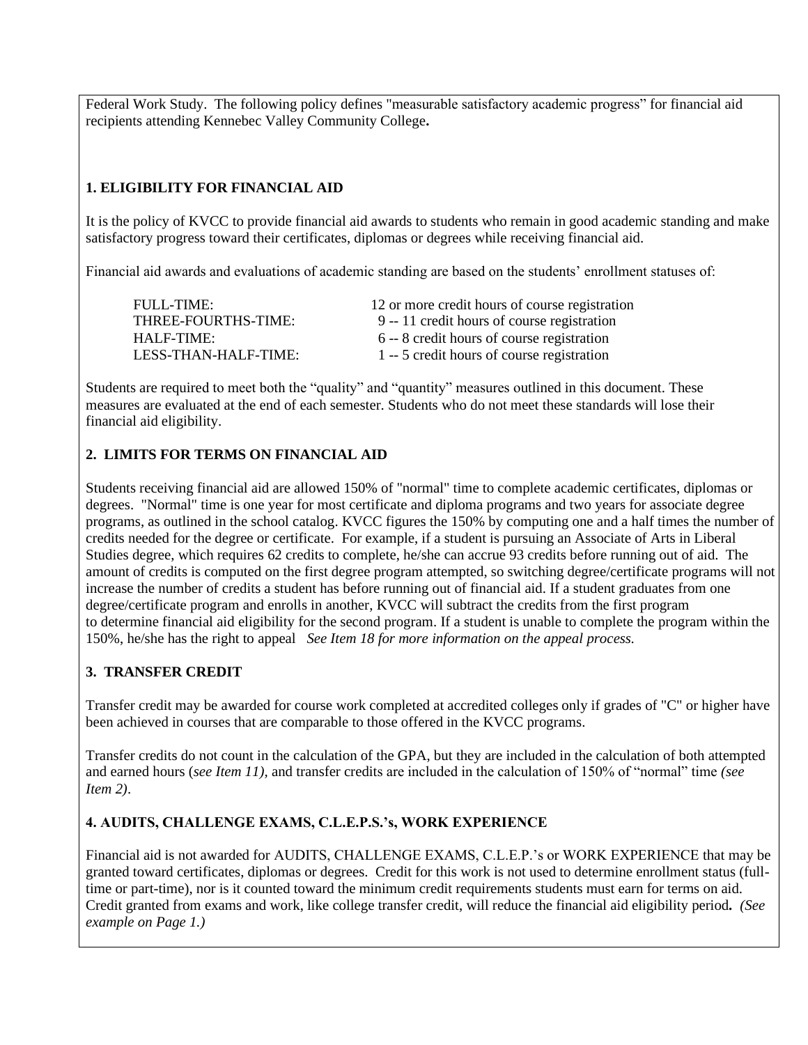Federal Work Study. The following policy defines "measurable satisfactory academic progress" for financial aid recipients attending Kennebec Valley Community College**.**

## 1. ELIGIBILITY FOR FINANCIAL AID

It is the policy of KVCC to provide financial aid awards to students who remain in good academic standing and make satisfactory progress toward their certificates, diplomas or degrees while receiving financial aid.

Financial aid awards and evaluations of academic standing are based on the students' enrollment statuses of:

| | |
|---|---|
| FULL-TIME: | 12 or more credit hours of course registration |
| THREE-FOURTHS-TIME: | 9 -- 11 credit hours of course registration |
| HALF-TIME: | 6 -- 8 credit hours of course registration |
| LESS-THAN-HALF-TIME: | 1 -- 5 credit hours of course registration |

Students are required to meet both the "quality" and "quantity" measures outlined in this document. These measures are evaluated at the end of each semester. Students who do not meet these standards will lose their financial aid eligibility.

## 2. LIMITS FOR TERMS ON FINANCIAL AID

Students receiving financial aid are allowed 150% of "normal" time to complete academic certificates, diplomas or degrees. "Normal" time is one year for most certificate and diploma programs and two years for associate degree programs, as outlined in the school catalog. KVCC figures the 150% by computing one and a half times the number of credits needed for the degree or certificate. For example, if a student is pursuing an Associate of Arts in Liberal Studies degree, which requires 62 credits to complete, he/she can accrue 93 credits before running out of aid. The amount of credits is computed on the first degree program attempted, so switching degree/certificate programs will not increase the number of credits a student has before running out of financial aid. If a student graduates from one degree/certificate program and enrolls in another, KVCC will subtract the credits from the first program to determine financial aid eligibility for the second program. If a student is unable to complete the program within the 150%, he/she has the right to appeal *See Item 18 for more information on the appeal process.*

## 3. TRANSFER CREDIT

Transfer credit may be awarded for course work completed at accredited colleges only if grades of "C" or higher have been achieved in courses that are comparable to those offered in the KVCC programs.

Transfer credits do not count in the calculation of the GPA, but they are included in the calculation of both attempted and earned hours (*see Item 11),* and transfer credits are included in the calculation of 150% of "normal" time *(see Item 2)*.

## 4. AUDITS, CHALLENGE EXAMS, C.L.E.P.S.'s, WORK EXPERIENCE

Financial aid is not awarded for AUDITS, CHALLENGE EXAMS, C.L.E.P.'s or WORK EXPERIENCE that may be granted toward certificates, diplomas or degrees. Credit for this work is not used to determine enrollment status (full-time or part-time), nor is it counted toward the minimum credit requirements students must earn for terms on aid. Credit granted from exams and work, like college transfer credit, will reduce the financial aid eligibility period**.** *(See example on Page 1.)*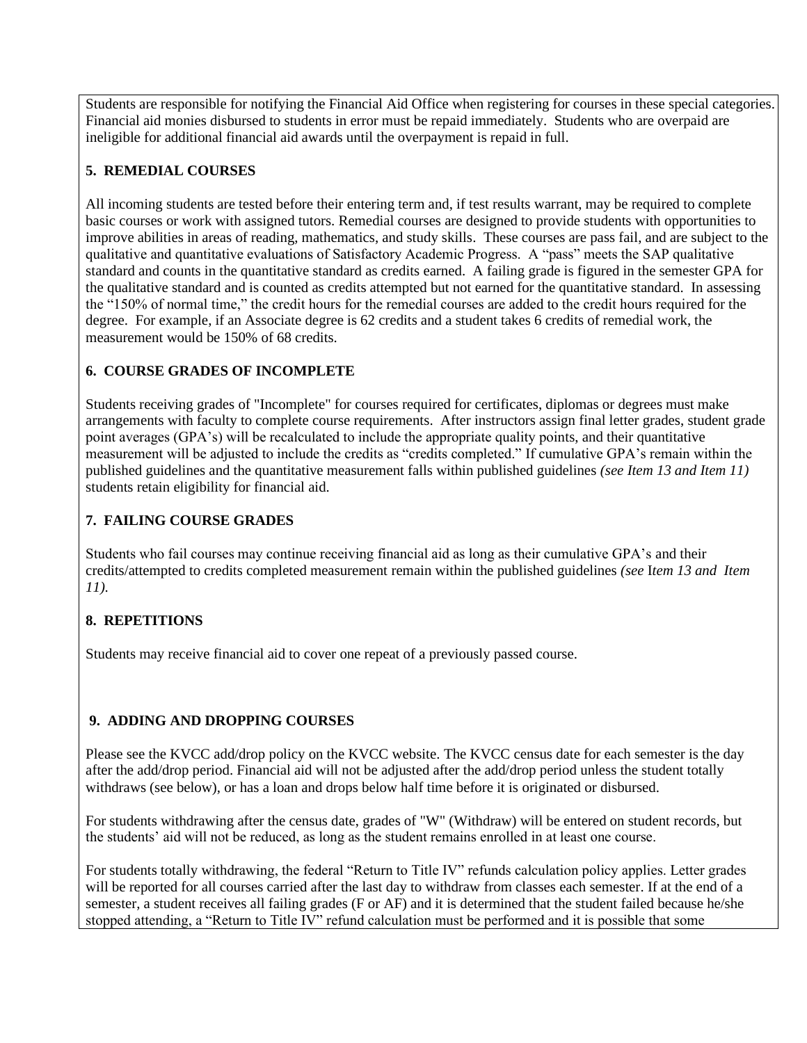Students are responsible for notifying the Financial Aid Office when registering for courses in these special categories. Financial aid monies disbursed to students in error must be repaid immediately. Students who are overpaid are ineligible for additional financial aid awards until the overpayment is repaid in full.

## 5. REMEDIAL COURSES

All incoming students are tested before their entering term and, if test results warrant, may be required to complete basic courses or work with assigned tutors. Remedial courses are designed to provide students with opportunities to improve abilities in areas of reading, mathematics, and study skills. These courses are pass fail, and are subject to the qualitative and quantitative evaluations of Satisfactory Academic Progress. A "pass" meets the SAP qualitative standard and counts in the quantitative standard as credits earned. A failing grade is figured in the semester GPA for the qualitative standard and is counted as credits attempted but not earned for the quantitative standard. In assessing the "150% of normal time," the credit hours for the remedial courses are added to the credit hours required for the degree. For example, if an Associate degree is 62 credits and a student takes 6 credits of remedial work, the measurement would be 150% of 68 credits.

## 6. COURSE GRADES OF INCOMPLETE

Students receiving grades of "Incomplete" for courses required for certificates, diplomas or degrees must make arrangements with faculty to complete course requirements. After instructors assign final letter grades, student grade point averages (GPA's) will be recalculated to include the appropriate quality points, and their quantitative measurement will be adjusted to include the credits as "credits completed." If cumulative GPA's remain within the published guidelines and the quantitative measurement falls within published guidelines *(see Item 13 and Item 11)* students retain eligibility for financial aid.

## 7. FAILING COURSE GRADES

Students who fail courses may continue receiving financial aid as long as their cumulative GPA's and their credits/attempted to credits completed measurement remain within the published guidelines *(see Item 13 and Item 11).*

## 8. REPETITIONS

Students may receive financial aid to cover one repeat of a previously passed course.

## 9. ADDING AND DROPPING COURSES

Please see the KVCC add/drop policy on the KVCC website. The KVCC census date for each semester is the day after the add/drop period. Financial aid will not be adjusted after the add/drop period unless the student totally withdraws (see below), or has a loan and drops below half time before it is originated or disbursed.

For students withdrawing after the census date, grades of "W" (Withdraw) will be entered on student records, but the students' aid will not be reduced, as long as the student remains enrolled in at least one course.

For students totally withdrawing, the federal "Return to Title IV" refunds calculation policy applies. Letter grades will be reported for all courses carried after the last day to withdraw from classes each semester. If at the end of a semester, a student receives all failing grades (F or AF) and it is determined that the student failed because he/she stopped attending, a "Return to Title IV" refund calculation must be performed and it is possible that some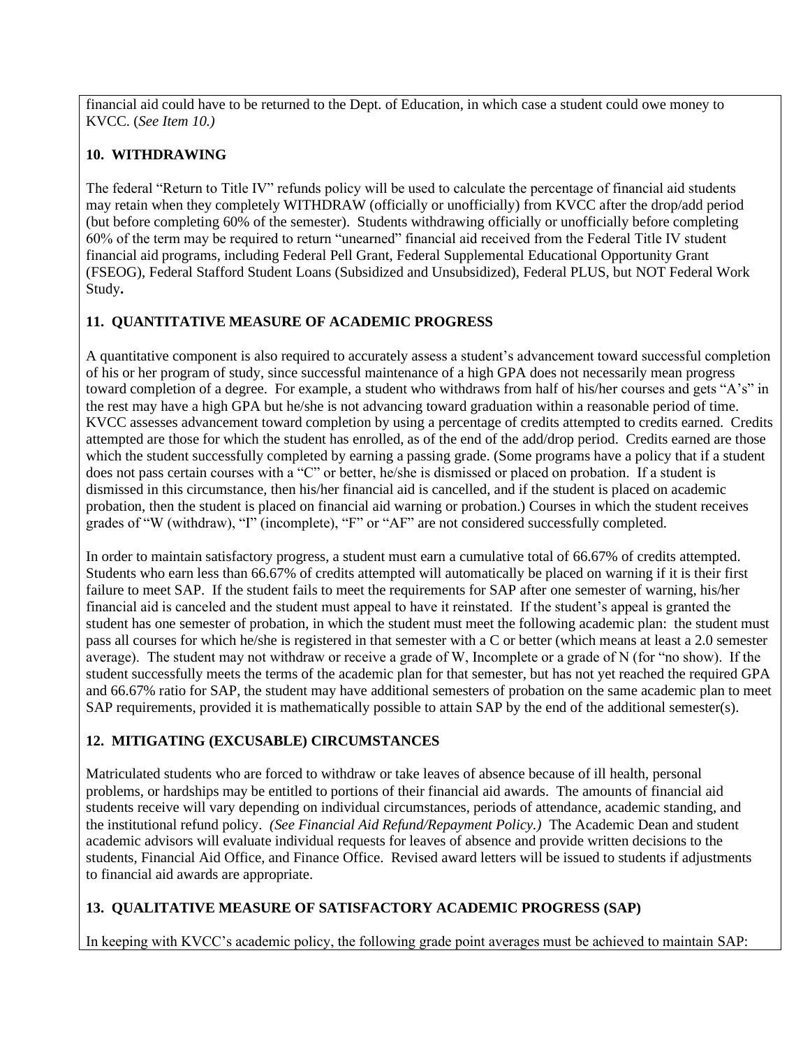financial aid could have to be returned to the Dept. of Education, in which case a student could owe money to KVCC. (*See Item 10.)*

## 10. WITHDRAWING

The federal "Return to Title IV" refunds policy will be used to calculate the percentage of financial aid students may retain when they completely WITHDRAW (officially or unofficially) from KVCC after the drop/add period (but before completing 60% of the semester). Students withdrawing officially or unofficially before completing 60% of the term may be required to return "unearned" financial aid received from the Federal Title IV student financial aid programs, including Federal Pell Grant, Federal Supplemental Educational Opportunity Grant (FSEOG), Federal Stafford Student Loans (Subsidized and Unsubsidized), Federal PLUS, but NOT Federal Work Study**.**

## 11. QUANTITATIVE MEASURE OF ACADEMIC PROGRESS

A quantitative component is also required to accurately assess a student's advancement toward successful completion of his or her program of study, since successful maintenance of a high GPA does not necessarily mean progress toward completion of a degree. For example, a student who withdraws from half of his/her courses and gets "A's" in the rest may have a high GPA but he/she is not advancing toward graduation within a reasonable period of time. KVCC assesses advancement toward completion by using a percentage of credits attempted to credits earned. Credits attempted are those for which the student has enrolled, as of the end of the add/drop period. Credits earned are those which the student successfully completed by earning a passing grade. (Some programs have a policy that if a student does not pass certain courses with a "C" or better, he/she is dismissed or placed on probation. If a student is dismissed in this circumstance, then his/her financial aid is cancelled, and if the student is placed on academic probation, then the student is placed on financial aid warning or probation.) Courses in which the student receives grades of "W (withdraw), "I" (incomplete), "F" or "AF" are not considered successfully completed.

In order to maintain satisfactory progress, a student must earn a cumulative total of 66.67% of credits attempted. Students who earn less than 66.67% of credits attempted will automatically be placed on warning if it is their first failure to meet SAP. If the student fails to meet the requirements for SAP after one semester of warning, his/her financial aid is canceled and the student must appeal to have it reinstated. If the student's appeal is granted the student has one semester of probation, in which the student must meet the following academic plan: the student must pass all courses for which he/she is registered in that semester with a C or better (which means at least a 2.0 semester average). The student may not withdraw or receive a grade of W, Incomplete or a grade of N (for "no show). If the student successfully meets the terms of the academic plan for that semester, but has not yet reached the required GPA and 66.67% ratio for SAP, the student may have additional semesters of probation on the same academic plan to meet SAP requirements, provided it is mathematically possible to attain SAP by the end of the additional semester(s).

## 12. MITIGATING (EXCUSABLE) CIRCUMSTANCES

Matriculated students who are forced to withdraw or take leaves of absence because of ill health, personal problems, or hardships may be entitled to portions of their financial aid awards. The amounts of financial aid students receive will vary depending on individual circumstances, periods of attendance, academic standing, and the institutional refund policy. *(See Financial Aid Refund/Repayment Policy.)* The Academic Dean and student academic advisors will evaluate individual requests for leaves of absence and provide written decisions to the students, Financial Aid Office, and Finance Office. Revised award letters will be issued to students if adjustments to financial aid awards are appropriate.

## 13. QUALITATIVE MEASURE OF SATISFACTORY ACADEMIC PROGRESS (SAP)

In keeping with KVCC's academic policy, the following grade point averages must be achieved to maintain SAP: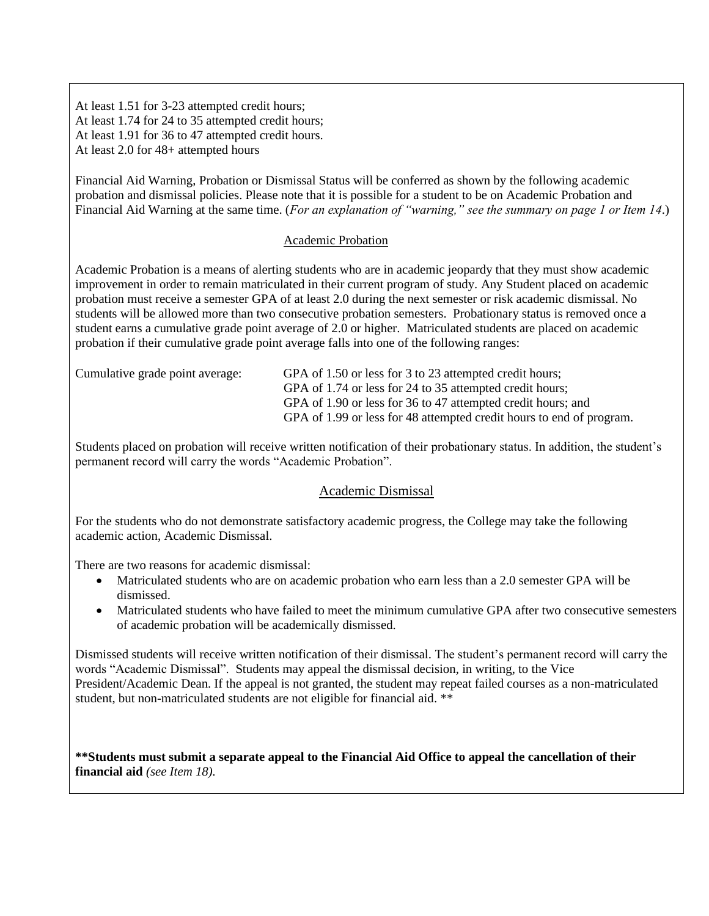At least 1.51 for 3-23 attempted credit hours;
At least 1.74 for 24 to 35 attempted credit hours;
At least 1.91 for 36 to 47 attempted credit hours.
At least 2.0 for 48+ attempted hours

Financial Aid Warning, Probation or Dismissal Status will be conferred as shown by the following academic probation and dismissal policies. Please note that it is possible for a student to be on Academic Probation and Financial Aid Warning at the same time. (*For an explanation of "warning," see the summary on page 1 or Item 14*.)

## Academic Probation

Academic Probation is a means of alerting students who are in academic jeopardy that they must show academic improvement in order to remain matriculated in their current program of study. Any Student placed on academic probation must receive a semester GPA of at least 2.0 during the next semester or risk academic dismissal. No students will be allowed more than two consecutive probation semesters. Probationary status is removed once a student earns a cumulative grade point average of 2.0 or higher. Matriculated students are placed on academic probation if their cumulative grade point average falls into one of the following ranges:

Cumulative grade point average:
- GPA of 1.50 or less for 3 to 23 attempted credit hours;
- GPA of 1.74 or less for 24 to 35 attempted credit hours;
- GPA of 1.90 or less for 36 to 47 attempted credit hours; and
- GPA of 1.99 or less for 48 attempted credit hours to end of program.

Students placed on probation will receive written notification of their probationary status. In addition, the student's permanent record will carry the words "Academic Probation".

## Academic Dismissal

For the students who do not demonstrate satisfactory academic progress, the College may take the following academic action, Academic Dismissal.

There are two reasons for academic dismissal:

- Matriculated students who are on academic probation who earn less than a 2.0 semester GPA will be dismissed.
- Matriculated students who have failed to meet the minimum cumulative GPA after two consecutive semesters of academic probation will be academically dismissed.

Dismissed students will receive written notification of their dismissal. The student's permanent record will carry the words "Academic Dismissal". Students may appeal the dismissal decision, in writing, to the Vice President/Academic Dean. If the appeal is not granted, the student may repeat failed courses as a non-matriculated student, but non-matriculated students are not eligible for financial aid. **

****Students must submit a separate appeal to the Financial Aid Office to appeal the cancellation of their financial aid** *(see Item 18).*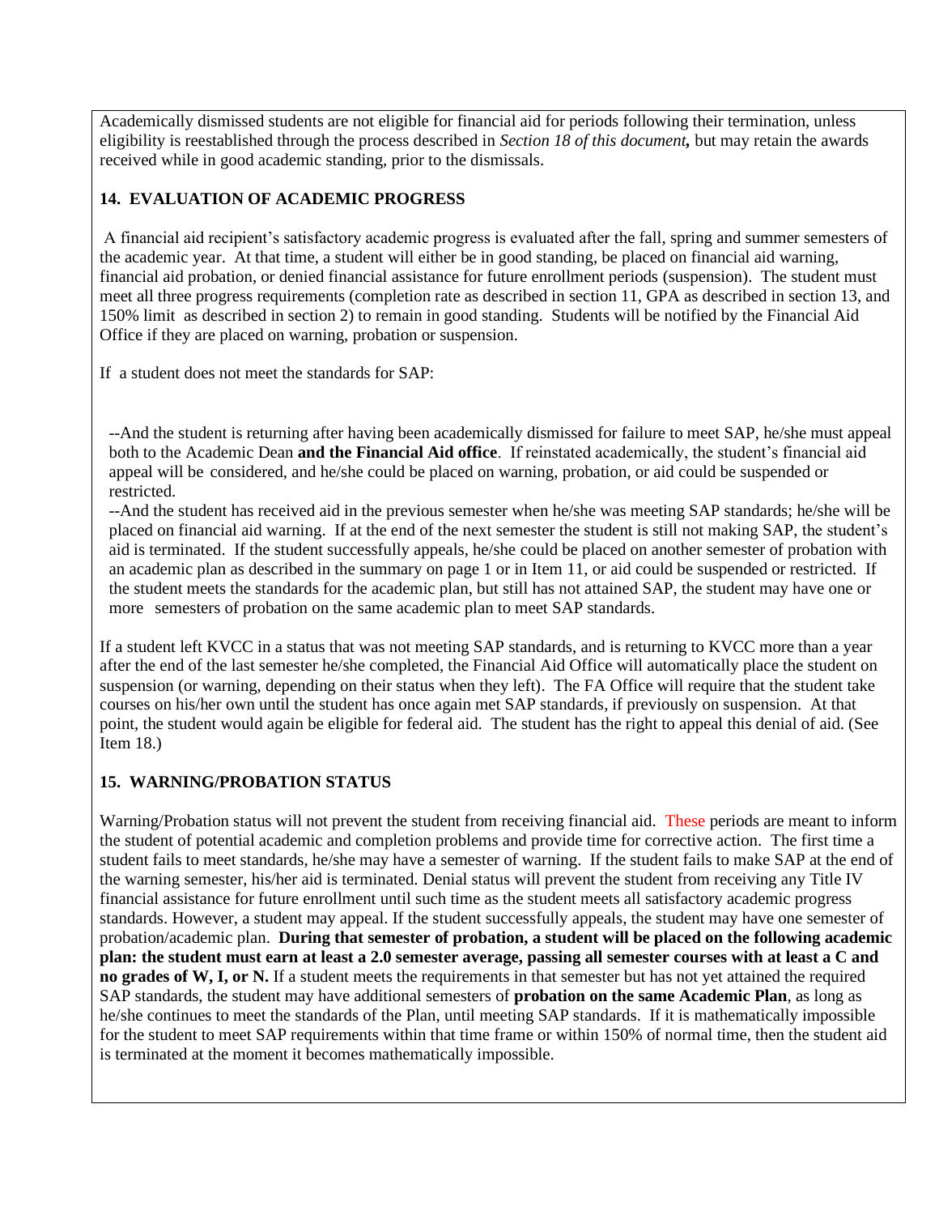Academically dismissed students are not eligible for financial aid for periods following their termination, unless eligibility is reestablished through the process described in *Section 18 of this document***,** but may retain the awards received while in good academic standing, prior to the dismissals.

## 14. EVALUATION OF ACADEMIC PROGRESS

A financial aid recipient's satisfactory academic progress is evaluated after the fall, spring and summer semesters of the academic year. At that time, a student will either be in good standing, be placed on financial aid warning, financial aid probation, or denied financial assistance for future enrollment periods (suspension). The student must meet all three progress requirements (completion rate as described in section 11, GPA as described in section 13, and 150% limit as described in section 2) to remain in good standing. Students will be notified by the Financial Aid Office if they are placed on warning, probation or suspension.

If a student does not meet the standards for SAP:

--And the student is returning after having been academically dismissed for failure to meet SAP, he/she must appeal both to the Academic Dean **and the Financial Aid office**. If reinstated academically, the student's financial aid appeal will be considered, and he/she could be placed on warning, probation, or aid could be suspended or restricted.

--And the student has received aid in the previous semester when he/she was meeting SAP standards; he/she will be placed on financial aid warning. If at the end of the next semester the student is still not making SAP, the student's aid is terminated. If the student successfully appeals, he/she could be placed on another semester of probation with an academic plan as described in the summary on page 1 or in Item 11, or aid could be suspended or restricted. If the student meets the standards for the academic plan, but still has not attained SAP, the student may have one or more semesters of probation on the same academic plan to meet SAP standards.

If a student left KVCC in a status that was not meeting SAP standards, and is returning to KVCC more than a year after the end of the last semester he/she completed, the Financial Aid Office will automatically place the student on suspension (or warning, depending on their status when they left). The FA Office will require that the student take courses on his/her own until the student has once again met SAP standards, if previously on suspension. At that point, the student would again be eligible for federal aid. The student has the right to appeal this denial of aid. (See Item 18.)

## 15. WARNING/PROBATION STATUS

Warning/Probation status will not prevent the student from receiving financial aid. These periods are meant to inform the student of potential academic and completion problems and provide time for corrective action. The first time a student fails to meet standards, he/she may have a semester of warning. If the student fails to make SAP at the end of the warning semester, his/her aid is terminated. Denial status will prevent the student from receiving any Title IV financial assistance for future enrollment until such time as the student meets all satisfactory academic progress standards. However, a student may appeal. If the student successfully appeals, the student may have one semester of probation/academic plan. **During that semester of probation, a student will be placed on the following academic plan: the student must earn at least a 2.0 semester average, passing all semester courses with at least a C and no grades of W, I, or N.** If a student meets the requirements in that semester but has not yet attained the required SAP standards, the student may have additional semesters of **probation on the same Academic Plan**, as long as he/she continues to meet the standards of the Plan, until meeting SAP standards. If it is mathematically impossible for the student to meet SAP requirements within that time frame or within 150% of normal time, then the student aid is terminated at the moment it becomes mathematically impossible.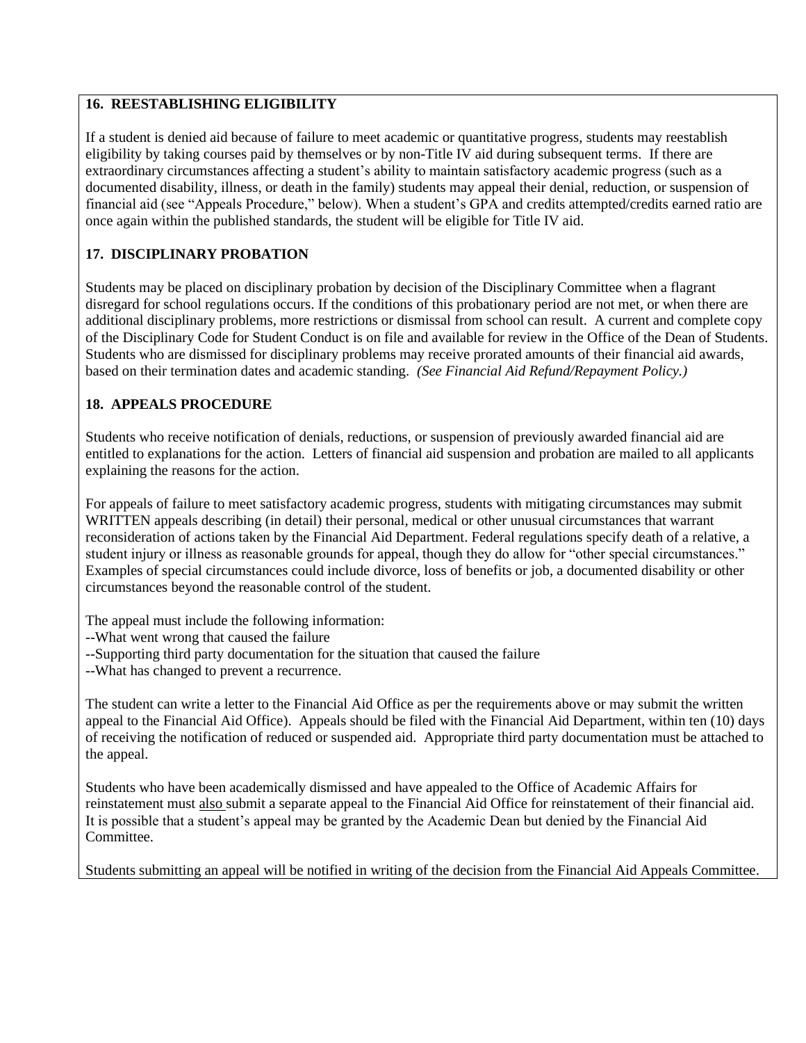## 16. REESTABLISHING ELIGIBILITY

If a student is denied aid because of failure to meet academic or quantitative progress, students may reestablish eligibility by taking courses paid by themselves or by non-Title IV aid during subsequent terms. If there are extraordinary circumstances affecting a student's ability to maintain satisfactory academic progress (such as a documented disability, illness, or death in the family) students may appeal their denial, reduction, or suspension of financial aid (see "Appeals Procedure," below). When a student's GPA and credits attempted/credits earned ratio are once again within the published standards, the student will be eligible for Title IV aid.

## 17. DISCIPLINARY PROBATION

Students may be placed on disciplinary probation by decision of the Disciplinary Committee when a flagrant disregard for school regulations occurs. If the conditions of this probationary period are not met, or when there are additional disciplinary problems, more restrictions or dismissal from school can result. A current and complete copy of the Disciplinary Code for Student Conduct is on file and available for review in the Office of the Dean of Students. Students who are dismissed for disciplinary problems may receive prorated amounts of their financial aid awards, based on their termination dates and academic standing. *(See Financial Aid Refund/Repayment Policy.)*

## 18. APPEALS PROCEDURE

Students who receive notification of denials, reductions, or suspension of previously awarded financial aid are entitled to explanations for the action. Letters of financial aid suspension and probation are mailed to all applicants explaining the reasons for the action.

For appeals of failure to meet satisfactory academic progress, students with mitigating circumstances may submit WRITTEN appeals describing (in detail) their personal, medical or other unusual circumstances that warrant reconsideration of actions taken by the Financial Aid Department. Federal regulations specify death of a relative, a student injury or illness as reasonable grounds for appeal, though they do allow for "other special circumstances." Examples of special circumstances could include divorce, loss of benefits or job, a documented disability or other circumstances beyond the reasonable control of the student.

The appeal must include the following information:
--What went wrong that caused the failure
--Supporting third party documentation for the situation that caused the failure
--What has changed to prevent a recurrence.

The student can write a letter to the Financial Aid Office as per the requirements above or may submit the written appeal to the Financial Aid Office). Appeals should be filed with the Financial Aid Department, within ten (10) days of receiving the notification of reduced or suspended aid. Appropriate third party documentation must be attached to the appeal.

Students who have been academically dismissed and have appealed to the Office of Academic Affairs for reinstatement must <u>also</u> submit a separate appeal to the Financial Aid Office for reinstatement of their financial aid. It is possible that a student's appeal may be granted by the Academic Dean but denied by the Financial Aid Committee.

Students submitting an appeal will be notified in writing of the decision from the Financial Aid Appeals Committee.